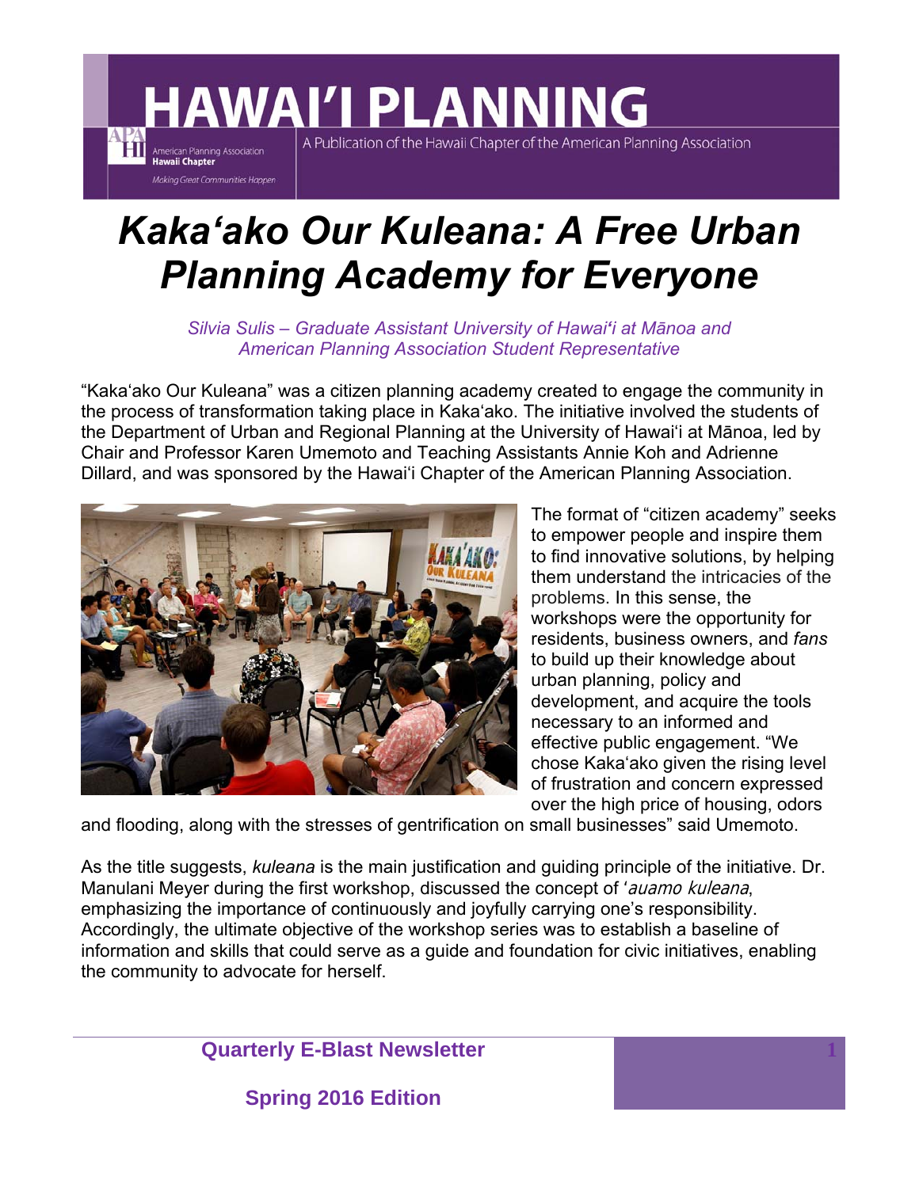# HAWAI'I PLANNING

A Publication of the Hawaii Chapter of the American Planning Association

# *Kaka'ako Our Kuleana: A Free Urban Planning Academy for Everyone*

*Silvia Sulis – Graduate Assistant University of Hawai'i at Mānoa and American Planning Association Student Representative*

"Kaka'ako Our Kuleana" was a citizen planning academy created to engage the community in the process of transformation taking place in Kaka'ako. The initiative involved the students of the Department of Urban and Regional Planning at the University of Hawai'i at Mānoa, led by Chair and Professor Karen Umemoto and Teaching Assistants Annie Koh and Adrienne Dillard, and was sponsored by the Hawai'i Chapter of the American Planning Association.

The format of "citizen academy" seeks to empower people and inspire them to find innovative solutions, by helping them understand the intricacies of the problems. In this sense, the workshops were the opportunity for residents, business owners, and *fans* to build up their knowledge about urban planning, policy and development, and acquire the tools necessary to an informed and effective public engagement. "We chose Kaka'ako given the rising level of frustration and concern expressed over the high price of housing, odors and flooding, along with the stresses of gentrification on small businesses" said Umemoto.

As the title suggests, *kuleana* is the main justification and guiding principle of the initiative. Dr. Manulani Meyer during the first workshop, discussed the concept of '*auamo kuleana*, emphasizing the importance of continuously and joyfully carrying one's responsibility. Accordingly, the ultimate objective of the workshop series was to establish a baseline of information and skills that could serve as a guide and foundation for civic initiatives, enabling the community to advocate for herself.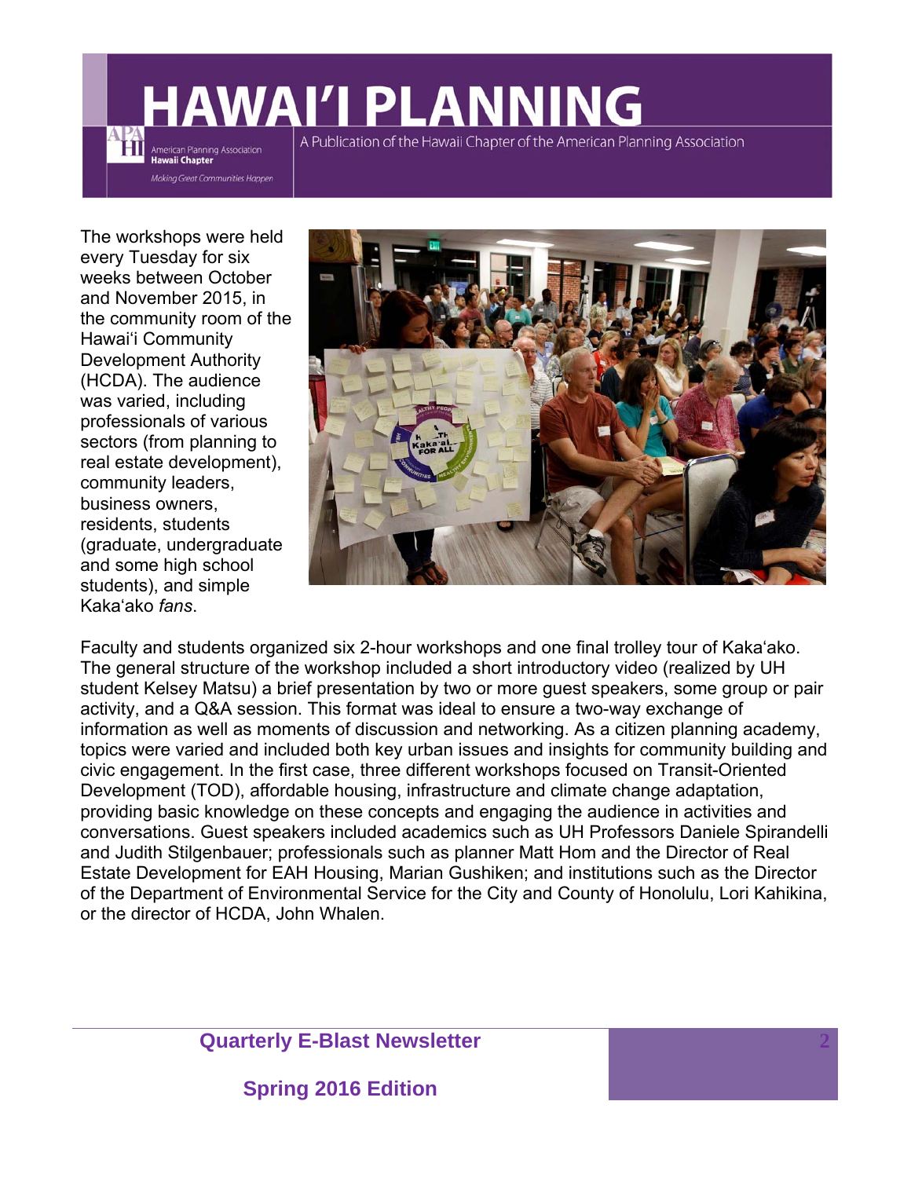The workshops were held every Tuesday for six weeks between October and November 2015, in the community room of the Hawai'i Community Development Authority (HCDA). The audience was varied, including professionals of various sectors (from planning to real estate development), community leaders, business owners, residents, students (graduate, undergraduate and some high school students), and simple Kaka'ako *fans*.

Faculty and students organized six 2-hour workshops and one final trolley tour of Kaka'ako. The general structure of the workshop included a short introductory video (realized by UH student Kelsey Matsu) a brief presentation by two or more guest speakers, some group or pair activity, and a Q&A session. This format was ideal to ensure a two-way exchange of information as well as moments of discussion and networking. As a citizen planning academy, topics were varied and included both key urban issues and insights for community building and civic engagement. In the first case, three different workshops focused on Transit-Oriented Development (TOD), affordable housing, infrastructure and climate change adaptation, providing basic knowledge on these concepts and engaging the audience in activities and conversations. Guest speakers included academics such as UH Professors Daniele Spirandelli and Judith Stilgenbauer; professionals such as planner Matt Hom and the Director of Real Estate Development for EAH Housing, Marian Gushiken; and institutions such as the Director of the Department of Environmental Service for the City and County of Honolulu, Lori Kahikina, or the director of HCDA, John Whalen.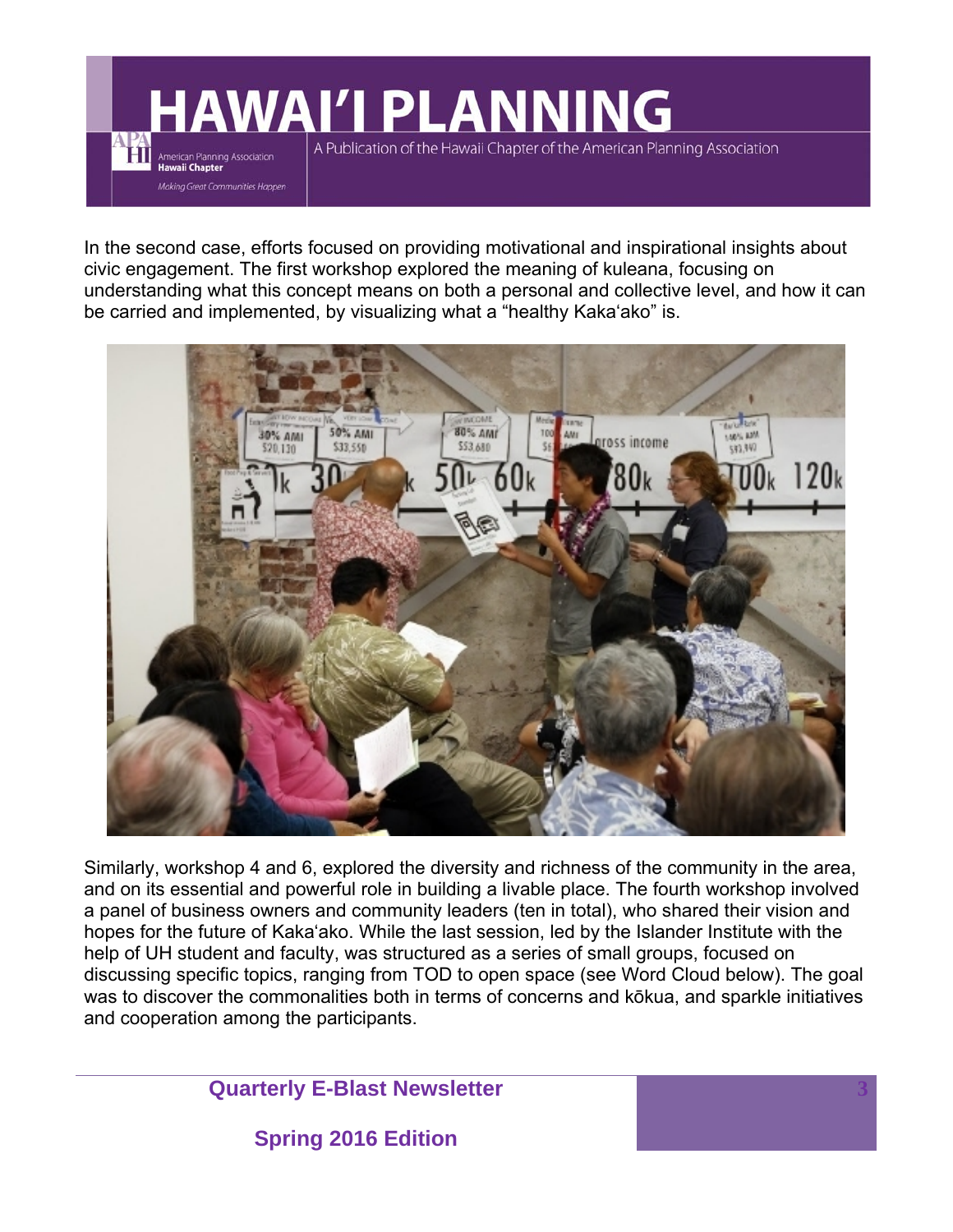In the second case, efforts focused on providing motivational and inspirational insights about civic engagement. The first workshop explored the meaning of kuleana, focusing on understanding what this concept means on both a personal and collective level, and how it can be carried and implemented, by visualizing what a "healthy Kaka'ako" is.

Similarly, workshop 4 and 6, explored the diversity and richness of the community in the area, and on its essential and powerful role in building a livable place. The fourth workshop involved a panel of business owners and community leaders (ten in total), who shared their vision and hopes for the future of Kaka'ako. While the last session, led by the Islander Institute with the help of UH student and faculty, was structured as a series of small groups, focused on discussing specific topics, ranging from TOD to open space (see Word Cloud below). The goal was to discover the commonalities both in terms of concerns and kōkua, and sparkle initiatives and cooperation among the participants.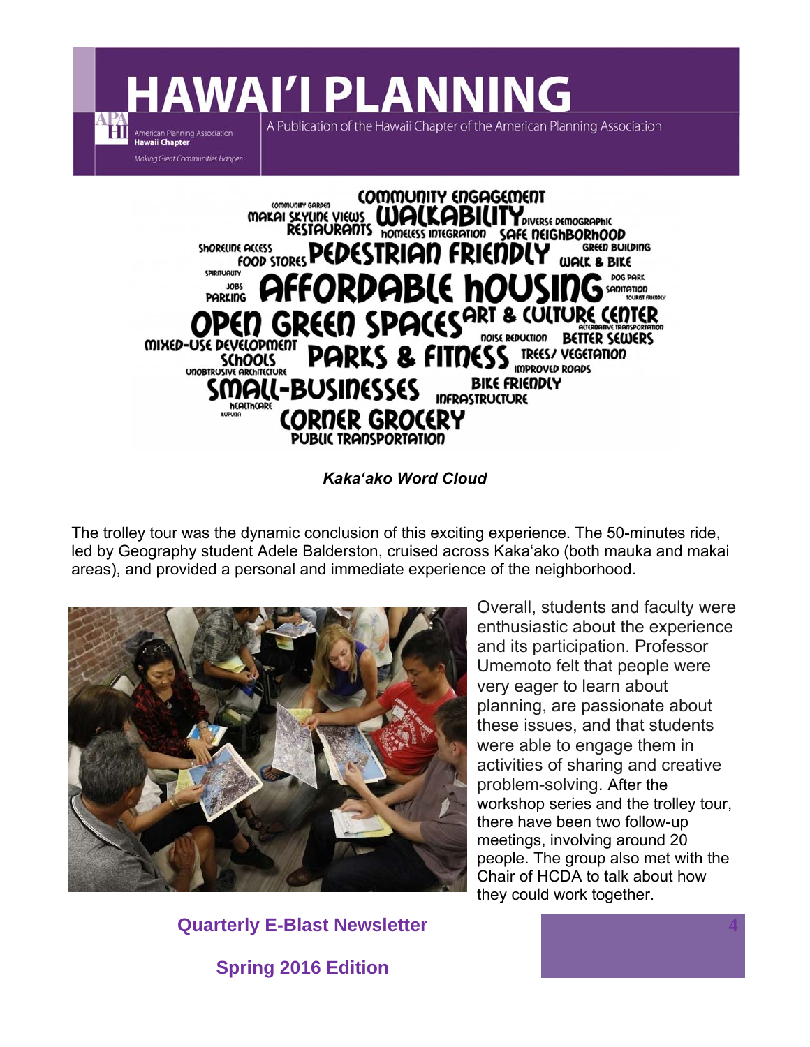*Kaka'ako Word Cloud*

The trolley tour was the dynamic conclusion of this exciting experience. The 50-minutes ride, led by Geography student Adele Balderston, cruised across Kaka'ako (both mauka and makai areas), and provided a personal and immediate experience of the neighborhood.

Overall, students and faculty were enthusiastic about the experience and its participation. Professor Umemoto felt that people were very eager to learn about planning, are passionate about these issues, and that students were able to engage them in activities of sharing and creative problem-solving. After the workshop series and the trolley tour, there have been two follow-up meetings, involving around 20 people. The group also met with the Chair of HCDA to talk about how they could work together.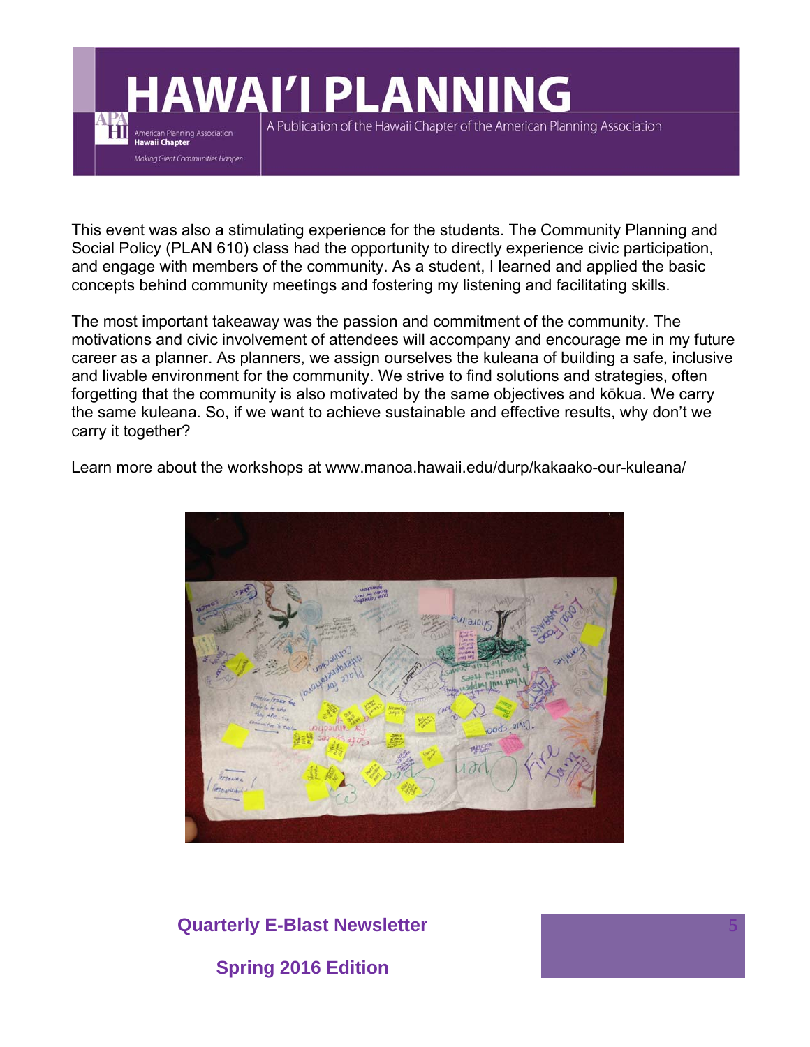This event was also a stimulating experience for the students. The Community Planning and Social Policy (PLAN 610) class had the opportunity to directly experience civic participation, and engage with members of the community. As a student, I learned and applied the basic concepts behind community meetings and fostering my listening and facilitating skills.

The most important takeaway was the passion and commitment of the community. The motivations and civic involvement of attendees will accompany and encourage me in my future career as a planner. As planners, we assign ourselves the kuleana of building a safe, inclusive and livable environment for the community. We strive to find solutions and strategies, often forgetting that the community is also motivated by the same objectives and kōkua. We carry the same kuleana. So, if we want to achieve sustainable and effective results, why don't we carry it together?

Learn more about the workshops at www.manoa.hawaii.edu/durp/kakaako-our-kuleana/